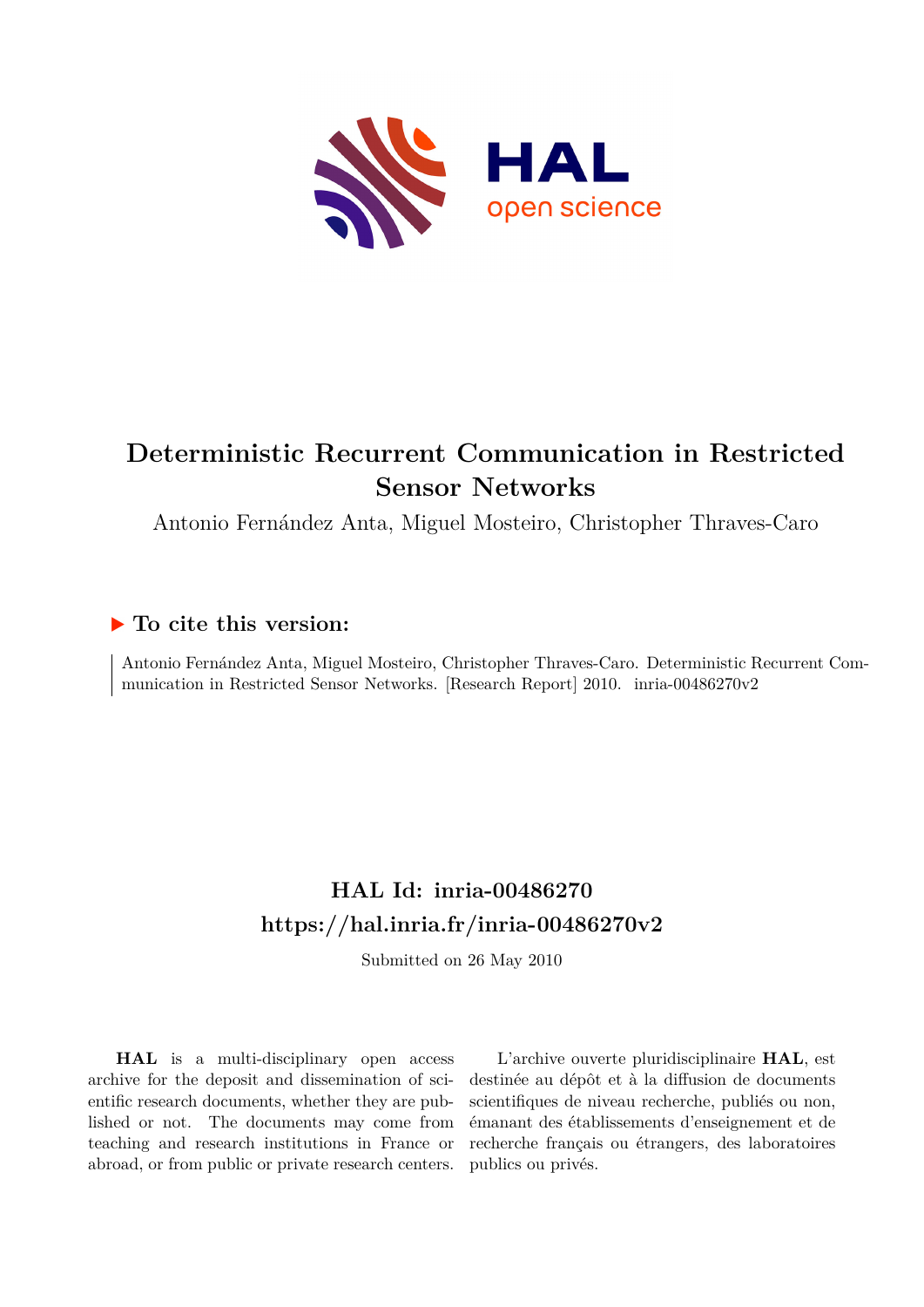# Deterministic Recurrent Communication in Restricted Sensor Networks

Antonio Fernández Anta, Miguel Mosteiro, Christopher Thraves-Caro

## ▶ To cite this version:

Antonio Fernández Anta, Miguel Mosteiro, Christopher Thraves-Caro. Deterministic Recurrent Communication in Restricted Sensor Networks. [Research Report] 2010. inria-00486270v2

## HAL Id: inria-00486270
## https://hal.inria.fr/inria-00486270v2

Submitted on 26 May 2010

**HAL** is a multi-disciplinary open access archive for the deposit and dissemination of scientific research documents, whether they are published or not. The documents may come from teaching and research institutions in France or abroad, or from public or private research centers.

L'archive ouverte pluridisciplinaire **HAL**, est destinée au dépôt et à la diffusion de documents scientifiques de niveau recherche, publiés ou non, émanant des établissements d'enseignement et de recherche français ou étrangers, des laboratoires publics ou privés.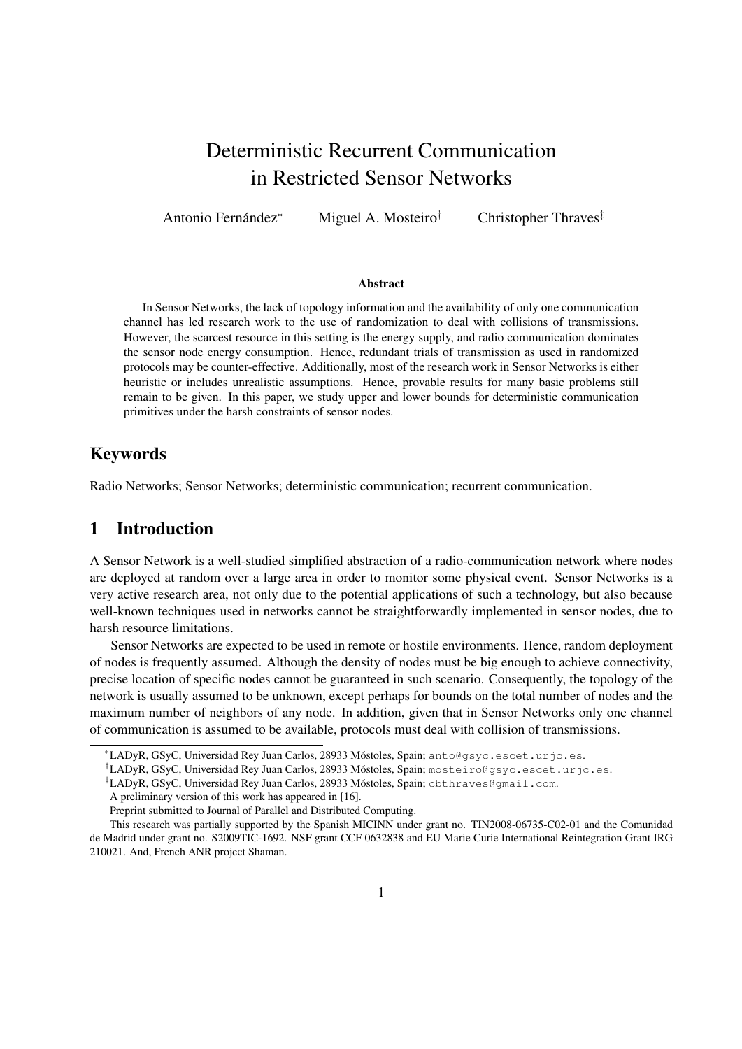# Deterministic Recurrent Communication in Restricted Sensor Networks

Antonio Fernández[*] Miguel A. Mosteiro[†] Christopher Thraves[‡]

### Abstract

In Sensor Networks, the lack of topology information and the availability of only one communication channel has led research work to the use of randomization to deal with collisions of transmissions. However, the scarcest resource in this setting is the energy supply, and radio communication dominates the sensor node energy consumption. Hence, redundant trials of transmission as used in randomized protocols may be counter-effective. Additionally, most of the research work in Sensor Networks is either heuristic or includes unrealistic assumptions. Hence, provable results for many basic problems still remain to be given. In this paper, we study upper and lower bounds for deterministic communication primitives under the harsh constraints of sensor nodes.

## Keywords

Radio Networks; Sensor Networks; deterministic communication; recurrent communication.

## 1 Introduction

A Sensor Network is a well-studied simplified abstraction of a radio-communication network where nodes are deployed at random over a large area in order to monitor some physical event. Sensor Networks is a very active research area, not only due to the potential applications of such a technology, but also because well-known techniques used in networks cannot be straightforwardly implemented in sensor nodes, due to harsh resource limitations.

Sensor Networks are expected to be used in remote or hostile environments. Hence, random deployment of nodes is frequently assumed. Although the density of nodes must be big enough to achieve connectivity, precise location of specific nodes cannot be guaranteed in such scenario. Consequently, the topology of the network is usually assumed to be unknown, except perhaps for bounds on the total number of nodes and the maximum number of neighbors of any node. In addition, given that in Sensor Networks only one channel of communication is assumed to be available, protocols must deal with collision of transmissions.

---

[*] LADyR, GSyC, Universidad Rey Juan Carlos, 28933 Móstoles, Spain; anto@gsyc.escet.urjc.es.

[†] LADyR, GSyC, Universidad Rey Juan Carlos, 28933 Móstoles, Spain; mosteiro@gsyc.escet.urjc.es.

[‡] LADyR, GSyC, Universidad Rey Juan Carlos, 28933 Móstoles, Spain; cbthraves@gmail.com.

A preliminary version of this work has appeared in [16].

Preprint submitted to Journal of Parallel and Distributed Computing.

This research was partially supported by the Spanish MICINN under grant no. TIN2008-06735-C02-01 and the Comunidad de Madrid under grant no. S2009TIC-1692. NSF grant CCF 0632838 and EU Marie Curie International Reintegration Grant IRG 210021. And, French ANR project Shaman.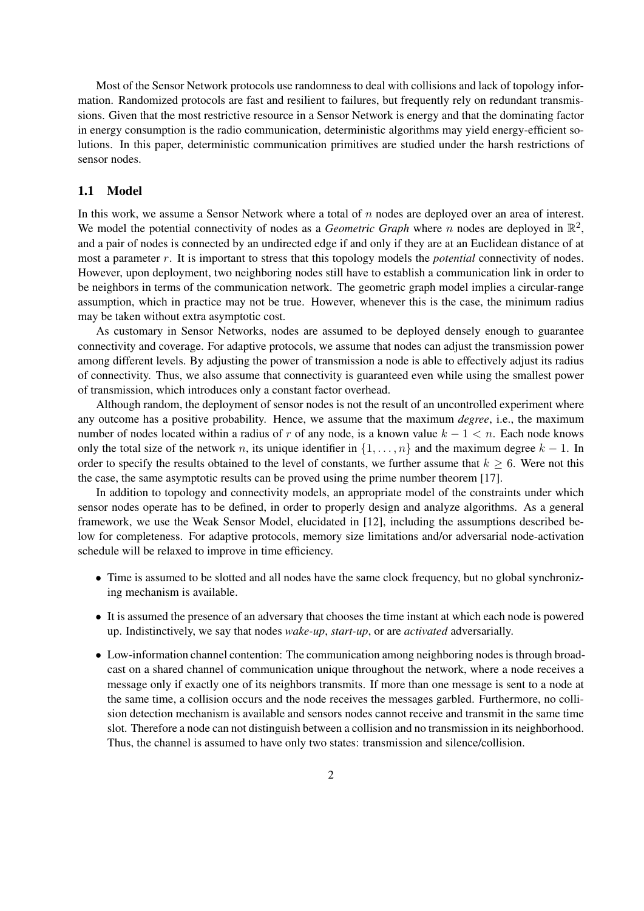Most of the Sensor Network protocols use randomness to deal with collisions and lack of topology information. Randomized protocols are fast and resilient to failures, but frequently rely on redundant transmissions. Given that the most restrictive resource in a Sensor Network is energy and that the dominating factor in energy consumption is the radio communication, deterministic algorithms may yield energy-efficient solutions. In this paper, deterministic communication primitives are studied under the harsh restrictions of sensor nodes.

## 1.1 Model

In this work, we assume a Sensor Network where a total of $n$ nodes are deployed over an area of interest. We model the potential connectivity of nodes as a *Geometric Graph* where $n$ nodes are deployed in $\mathbb{R}^2$, and a pair of nodes is connected by an undirected edge if and only if they are at an Euclidean distance of at most a parameter $r$. It is important to stress that this topology models the *potential* connectivity of nodes. However, upon deployment, two neighboring nodes still have to establish a communication link in order to be neighbors in terms of the communication network. The geometric graph model implies a circular-range assumption, which in practice may not be true. However, whenever this is the case, the minimum radius may be taken without extra asymptotic cost.

As customary in Sensor Networks, nodes are assumed to be deployed densely enough to guarantee connectivity and coverage. For adaptive protocols, we assume that nodes can adjust the transmission power among different levels. By adjusting the power of transmission a node is able to effectively adjust its radius of connectivity. Thus, we also assume that connectivity is guaranteed even while using the smallest power of transmission, which introduces only a constant factor overhead.

Although random, the deployment of sensor nodes is not the result of an uncontrolled experiment where any outcome has a positive probability. Hence, we assume that the maximum *degree*, i.e., the maximum number of nodes located within a radius of $r$ of any node, is a known value $k - 1 < n$. Each node knows only the total size of the network $n$, its unique identifier in $\{1, \ldots, n\}$ and the maximum degree $k - 1$. In order to specify the results obtained to the level of constants, we further assume that $k \geq 6$. Were not this the case, the same asymptotic results can be proved using the prime number theorem [17].

In addition to topology and connectivity models, an appropriate model of the constraints under which sensor nodes operate has to be defined, in order to properly design and analyze algorithms. As a general framework, we use the Weak Sensor Model, elucidated in [12], including the assumptions described below for completeness. For adaptive protocols, memory size limitations and/or adversarial node-activation schedule will be relaxed to improve in time efficiency.

- Time is assumed to be slotted and all nodes have the same clock frequency, but no global synchronizing mechanism is available.
- It is assumed the presence of an adversary that chooses the time instant at which each node is powered up. Indistinctively, we say that nodes *wake-up*, *start-up*, or are *activated* adversarially.
- Low-information channel contention: The communication among neighboring nodes is through broadcast on a shared channel of communication unique throughout the network, where a node receives a message only if exactly one of its neighbors transmits. If more than one message is sent to a node at the same time, a collision occurs and the node receives the messages garbled. Furthermore, no collision detection mechanism is available and sensors nodes cannot receive and transmit in the same time slot. Therefore a node can not distinguish between a collision and no transmission in its neighborhood. Thus, the channel is assumed to have only two states: transmission and silence/collision.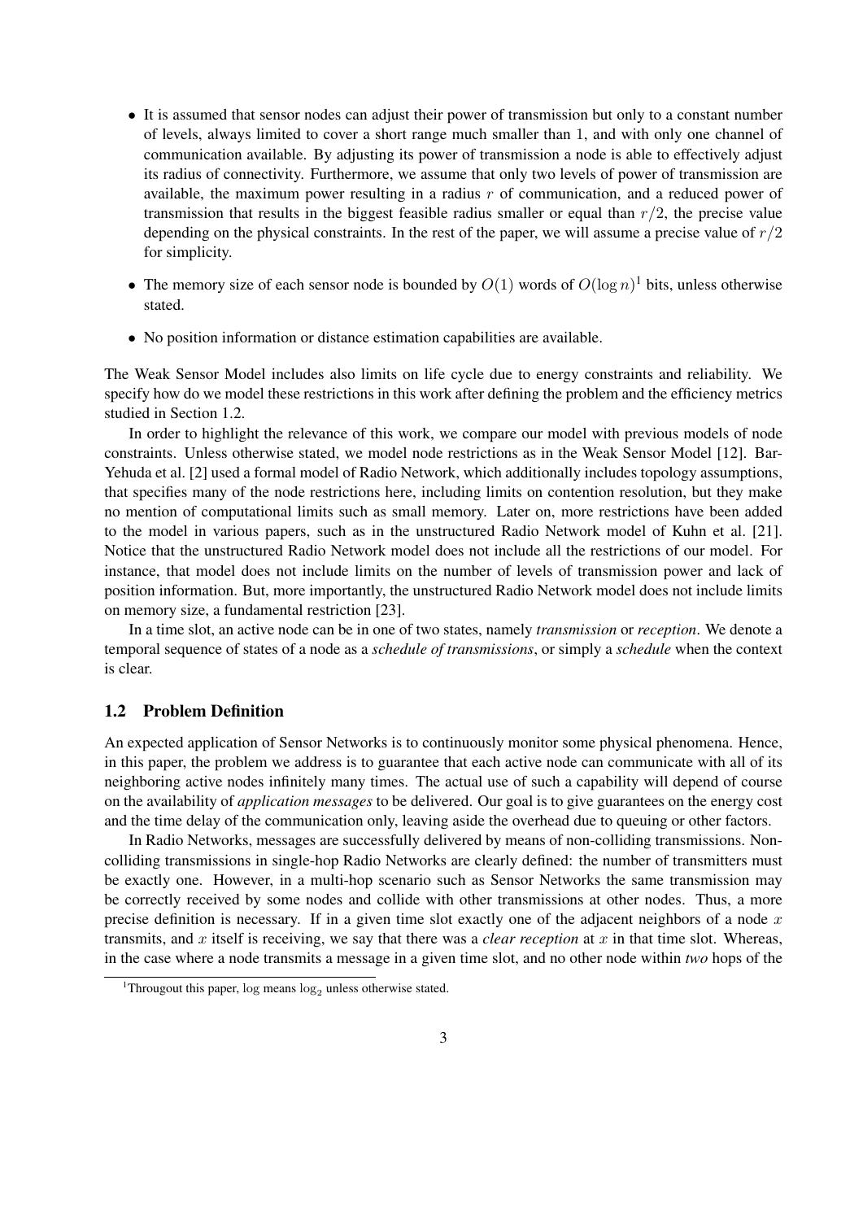- It is assumed that sensor nodes can adjust their power of transmission but only to a constant number of levels, always limited to cover a short range much smaller than 1, and with only one channel of communication available. By adjusting its power of transmission a node is able to effectively adjust its radius of connectivity. Furthermore, we assume that only two levels of power of transmission are available, the maximum power resulting in a radius $r$ of communication, and a reduced power of transmission that results in the biggest feasible radius smaller or equal than $r/2$, the precise value depending on the physical constraints. In the rest of the paper, we will assume a precise value of $r/2$ for simplicity.
- The memory size of each sensor node is bounded by $O(1)$ words of $O(\log n)$[1] bits, unless otherwise stated.
- No position information or distance estimation capabilities are available.

The Weak Sensor Model includes also limits on life cycle due to energy constraints and reliability. We specify how do we model these restrictions in this work after defining the problem and the efficiency metrics studied in Section 1.2.

In order to highlight the relevance of this work, we compare our model with previous models of node constraints. Unless otherwise stated, we model node restrictions as in the Weak Sensor Model [12]. Bar-Yehuda et al. [2] used a formal model of Radio Network, which additionally includes topology assumptions, that specifies many of the node restrictions here, including limits on contention resolution, but they make no mention of computational limits such as small memory. Later on, more restrictions have been added to the model in various papers, such as in the unstructured Radio Network model of Kuhn et al. [21]. Notice that the unstructured Radio Network model does not include all the restrictions of our model. For instance, that model does not include limits on the number of levels of transmission power and lack of position information. But, more importantly, the unstructured Radio Network model does not include limits on memory size, a fundamental restriction [23].

In a time slot, an active node can be in one of two states, namely *transmission* or *reception*. We denote a temporal sequence of states of a node as a *schedule of transmissions*, or simply a *schedule* when the context is clear.

### 1.2 Problem Definition

An expected application of Sensor Networks is to continuously monitor some physical phenomena. Hence, in this paper, the problem we address is to guarantee that each active node can communicate with all of its neighboring active nodes infinitely many times. The actual use of such a capability will depend of course on the availability of *application messages* to be delivered. Our goal is to give guarantees on the energy cost and the time delay of the communication only, leaving aside the overhead due to queuing or other factors.

In Radio Networks, messages are successfully delivered by means of non-colliding transmissions. Non-colliding transmissions in single-hop Radio Networks are clearly defined: the number of transmitters must be exactly one. However, in a multi-hop scenario such as Sensor Networks the same transmission may be correctly received by some nodes and collide with other transmissions at other nodes. Thus, a more precise definition is necessary. If in a given time slot exactly one of the adjacent neighbors of a node $x$ transmits, and $x$ itself is receiving, we say that there was a *clear reception* at $x$ in that time slot. Whereas, in the case where a node transmits a message in a given time slot, and no other node within *two* hops of the

[1] Througout this paper, $\log$ means $\log_2$ unless otherwise stated.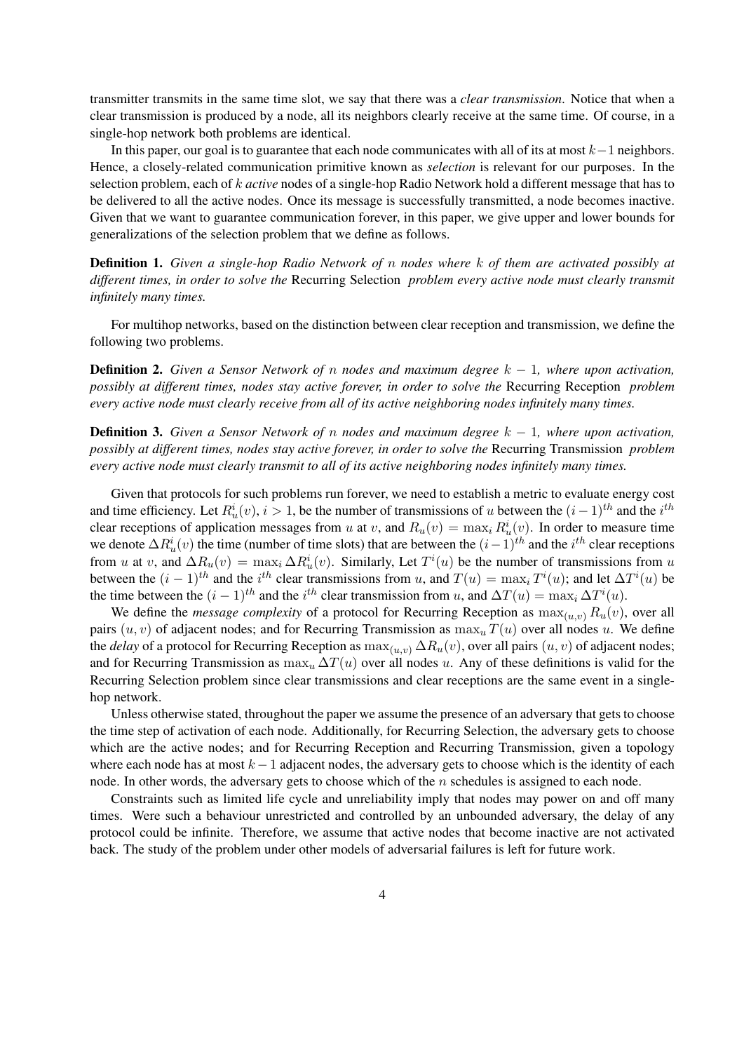transmitter transmits in the same time slot, we say that there was a *clear transmission*. Notice that when a clear transmission is produced by a node, all its neighbors clearly receive at the same time. Of course, in a single-hop network both problems are identical.

In this paper, our goal is to guarantee that each node communicates with all of its at most $k-1$ neighbors. Hence, a closely-related communication primitive known as *selection* is relevant for our purposes. In the selection problem, each of $k$ *active* nodes of a single-hop Radio Network hold a different message that has to be delivered to all the active nodes. Once its message is successfully transmitted, a node becomes inactive. Given that we want to guarantee communication forever, in this paper, we give upper and lower bounds for generalizations of the selection problem that we define as follows.

**Definition 1.** *Given a single-hop Radio Network of $n$ nodes where $k$ of them are activated possibly at different times, in order to solve the* Recurring Selection *problem every active node must clearly transmit infinitely many times.*

For multihop networks, based on the distinction between clear reception and transmission, we define the following two problems.

**Definition 2.** *Given a Sensor Network of $n$ nodes and maximum degree $k-1$, where upon activation, possibly at different times, nodes stay active forever, in order to solve the* Recurring Reception *problem every active node must clearly receive from all of its active neighboring nodes infinitely many times.*

**Definition 3.** *Given a Sensor Network of $n$ nodes and maximum degree $k-1$, where upon activation, possibly at different times, nodes stay active forever, in order to solve the* Recurring Transmission *problem every active node must clearly transmit to all of its active neighboring nodes infinitely many times.*

Given that protocols for such problems run forever, we need to establish a metric to evaluate energy cost and time efficiency. Let $R_u^i(v)$, $i > 1$, be the number of transmissions of $u$ between the $(i-1)^{th}$ and the $i^{th}$ clear receptions of application messages from $u$ at $v$, and $R_u(v) = \max_i R_u^i(v)$. In order to measure time we denote $\Delta R_u^i(v)$ the time (number of time slots) that are between the $(i-1)^{th}$ and the $i^{th}$ clear receptions from $u$ at $v$, and $\Delta R_u(v) = \max_i \Delta R_u^i(v)$. Similarly, Let $T^i(u)$ be the number of transmissions from $u$ between the $(i-1)^{th}$ and the $i^{th}$ clear transmissions from $u$, and $T(u) = \max_i T^i(u)$; and let $\Delta T^i(u)$ be the time between the $(i-1)^{th}$ and the $i^{th}$ clear transmission from $u$, and $\Delta T(u) = \max_i \Delta T^i(u)$.

We define the *message complexity* of a protocol for Recurring Reception as $\max_{(u,v)} R_u(v)$, over all pairs $(u, v)$ of adjacent nodes; and for Recurring Transmission as $\max_u T(u)$ over all nodes $u$. We define the *delay* of a protocol for Recurring Reception as $\max_{(u,v)} \Delta R_u(v)$, over all pairs $(u, v)$ of adjacent nodes; and for Recurring Transmission as $\max_u \Delta T(u)$ over all nodes $u$. Any of these definitions is valid for the Recurring Selection problem since clear transmissions and clear receptions are the same event in a single-hop network.

Unless otherwise stated, throughout the paper we assume the presence of an adversary that gets to choose the time step of activation of each node. Additionally, for Recurring Selection, the adversary gets to choose which are the active nodes; and for Recurring Reception and Recurring Transmission, given a topology where each node has at most $k-1$ adjacent nodes, the adversary gets to choose which is the identity of each node. In other words, the adversary gets to choose which of the $n$ schedules is assigned to each node.

Constraints such as limited life cycle and unreliability imply that nodes may power on and off many times. Were such a behaviour unrestricted and controlled by an unbounded adversary, the delay of any protocol could be infinite. Therefore, we assume that active nodes that become inactive are not activated back. The study of the problem under other models of adversarial failures is left for future work.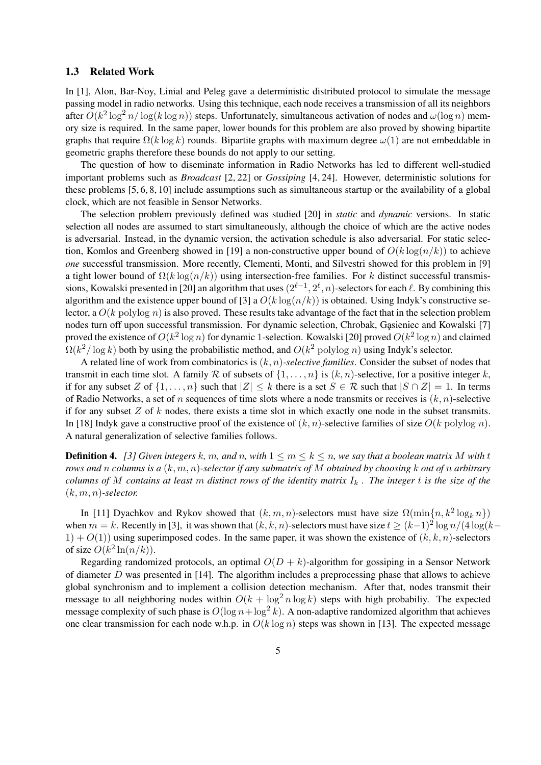### 1.3 Related Work

In [1], Alon, Bar-Noy, Linial and Peleg gave a deterministic distributed protocol to simulate the message passing model in radio networks. Using this technique, each node receives a transmission of all its neighbors after $O(k^2 \log^2 n / \log(k \log n))$ steps. Unfortunately, simultaneous activation of nodes and $\omega(\log n)$ memory size is required. In the same paper, lower bounds for this problem are also proved by showing bipartite graphs that require $\Omega(k \log k)$ rounds. Bipartite graphs with maximum degree $\omega(1)$ are not embeddable in geometric graphs therefore these bounds do not apply to our setting.

The question of how to diseminate information in Radio Networks has led to different well-studied important problems such as *Broadcast* [2, 22] or *Gossiping* [4, 24]. However, deterministic solutions for these problems [5, 6, 8, 10] include assumptions such as simultaneous startup or the availability of a global clock, which are not feasible in Sensor Networks.

The selection problem previously defined was studied [20] in *static* and *dynamic* versions. In static selection all nodes are assumed to start simultaneously, although the choice of which are the active nodes is adversarial. Instead, in the dynamic version, the activation schedule is also adversarial. For static selection, Komlos and Greenberg showed in [19] a non-constructive upper bound of $O(k \log(n/k))$ to achieve *one* successful transmission. More recently, Clementi, Monti, and Silvestri showed for this problem in [9] a tight lower bound of $\Omega(k \log(n/k))$ using intersection-free families. For $k$ distinct successful transmissions, Kowalski presented in [20] an algorithm that uses $(2^{\ell-1}, 2^{\ell}, n)$-selectors for each $\ell$. By combining this algorithm and the existence upper bound of [3] a $O(k \log(n/k))$ is obtained. Using Indyk's constructive selector, a $O(k \text{ polylog } n)$ is also proved. These results take advantage of the fact that in the selection problem nodes turn off upon successful transmission. For dynamic selection, Chrobak, Gąsieniec and Kowalski [7] proved the existence of $O(k^2 \log n)$ for dynamic 1-selection. Kowalski [20] proved $O(k^2 \log n)$ and claimed $\Omega(k^2 / \log k)$ both by using the probabilistic method, and $O(k^2 \text{ polylog } n)$ using Indyk's selector.

A related line of work from combinatorics is $(k, n)$*-selective families*. Consider the subset of nodes that transmit in each time slot. A family $\mathcal{R}$ of subsets of $\{1, \ldots, n\}$ is $(k, n)$-selective, for a positive integer $k$, if for any subset $Z$ of $\{1, \ldots, n\}$ such that $|Z| \leq k$ there is a set $S \in \mathcal{R}$ such that $|S \cap Z| = 1$. In terms of Radio Networks, a set of $n$ sequences of time slots where a node transmits or receives is $(k, n)$-selective if for any subset $Z$ of $k$ nodes, there exists a time slot in which exactly one node in the subset transmits. In [18] Indyk gave a constructive proof of the existence of $(k, n)$-selective families of size $O(k \text{ polylog } n)$. A natural generalization of selective families follows.

**Definition 4.** *[3] Given integers $k$, $m$, and $n$, with $1 \leq m \leq k \leq n$, we say that a boolean matrix $M$ with $t$ rows and $n$ columns is a $(k, m, n)$-selector if any submatrix of $M$ obtained by choosing $k$ out of $n$ arbitrary columns of $M$ contains at least $m$ distinct rows of the identity matrix $I_k$ . The integer $t$ is the size of the $(k, m, n)$-selector.*

In [11] Dyachkov and Rykov showed that $(k, m, n)$-selectors must have size $\Omega(\min\{n, k^2 \log_k n\})$ when $m = k$. Recently in [3], it was shown that $(k, k, n)$-selectors must have size $t \geq (k-1)^2 \log n / (4 \log(k-1) + O(1))$ using superimposed codes. In the same paper, it was shown the existence of $(k, k, n)$-selectors of size $O(k^2 \ln(n/k))$.

Regarding randomized protocols, an optimal $O(D + k)$-algorithm for gossiping in a Sensor Network of diameter $D$ was presented in [14]. The algorithm includes a preprocessing phase that allows to achieve global synchronism and to implement a collision detection mechanism. After that, nodes transmit their message to all neighboring nodes within $O(k + \log^2 n \log k)$ steps with high probabiliy. The expected message complexity of such phase is $O(\log n + \log^2 k)$. A non-adaptive randomized algorithm that achieves one clear transmission for each node w.h.p. in $O(k \log n)$ steps was shown in [13]. The expected message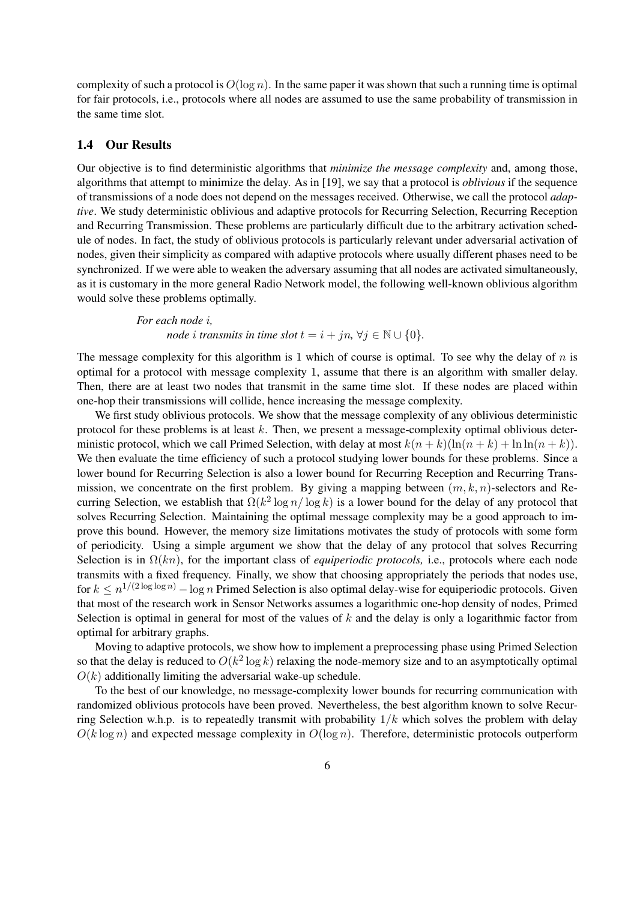complexity of such a protocol is $O(\log n)$. In the same paper it was shown that such a running time is optimal for fair protocols, i.e., protocols where all nodes are assumed to use the same probability of transmission in the same time slot.

### 1.4 Our Results

Our objective is to find deterministic algorithms that *minimize the message complexity* and, among those, algorithms that attempt to minimize the delay. As in [19], we say that a protocol is *oblivious* if the sequence of transmissions of a node does not depend on the messages received. Otherwise, we call the protocol *adaptive*. We study deterministic oblivious and adaptive protocols for Recurring Selection, Recurring Reception and Recurring Transmission. These problems are particularly difficult due to the arbitrary activation schedule of nodes. In fact, the study of oblivious protocols is particularly relevant under adversarial activation of nodes, given their simplicity as compared with adaptive protocols where usually different phases need to be synchronized. If we were able to weaken the adversary assuming that all nodes are activated simultaneously, as it is customary in the more general Radio Network model, the following well-known oblivious algorithm would solve these problems optimally.

> *For each node $i$,*
> *node $i$ transmits in time slot $t = i + jn$, $\forall j \in \mathbb{N} \cup \{0\}$.*

The message complexity for this algorithm is 1 which of course is optimal. To see why the delay of $n$ is optimal for a protocol with message complexity 1, assume that there is an algorithm with smaller delay. Then, there are at least two nodes that transmit in the same time slot. If these nodes are placed within one-hop their transmissions will collide, hence increasing the message complexity.

We first study oblivious protocols. We show that the message complexity of any oblivious deterministic protocol for these problems is at least $k$. Then, we present a message-complexity optimal oblivious deterministic protocol, which we call Primed Selection, with delay at most $k(n+k)(\ln(n+k) + \ln\ln(n+k))$. We then evaluate the time efficiency of such a protocol studying lower bounds for these problems. Since a lower bound for Recurring Selection is also a lower bound for Recurring Reception and Recurring Transmission, we concentrate on the first problem. By giving a mapping between $(m, k, n)$-selectors and Recurring Selection, we establish that $\Omega(k^2 \log n / \log k)$ is a lower bound for the delay of any protocol that solves Recurring Selection. Maintaining the optimal message complexity may be a good approach to improve this bound. However, the memory size limitations motivates the study of protocols with some form of periodicity. Using a simple argument we show that the delay of any protocol that solves Recurring Selection is in $\Omega(kn)$, for the important class of *equiperiodic protocols,* i.e., protocols where each node transmits with a fixed frequency. Finally, we show that choosing appropriately the periods that nodes use, for $k \leq n^{1/(2\log\log n)} - \log n$ Primed Selection is also optimal delay-wise for equiperiodic protocols. Given that most of the research work in Sensor Networks assumes a logarithmic one-hop density of nodes, Primed Selection is optimal in general for most of the values of $k$ and the delay is only a logarithmic factor from optimal for arbitrary graphs.

Moving to adaptive protocols, we show how to implement a preprocessing phase using Primed Selection so that the delay is reduced to $O(k^2 \log k)$ relaxing the node-memory size and to an asymptotically optimal $O(k)$ additionally limiting the adversarial wake-up schedule.

To the best of our knowledge, no message-complexity lower bounds for recurring communication with randomized oblivious protocols have been proved. Nevertheless, the best algorithm known to solve Recurring Selection w.h.p. is to repeatedly transmit with probability $1/k$ which solves the problem with delay $O(k \log n)$ and expected message complexity in $O(\log n)$. Therefore, deterministic protocols outperform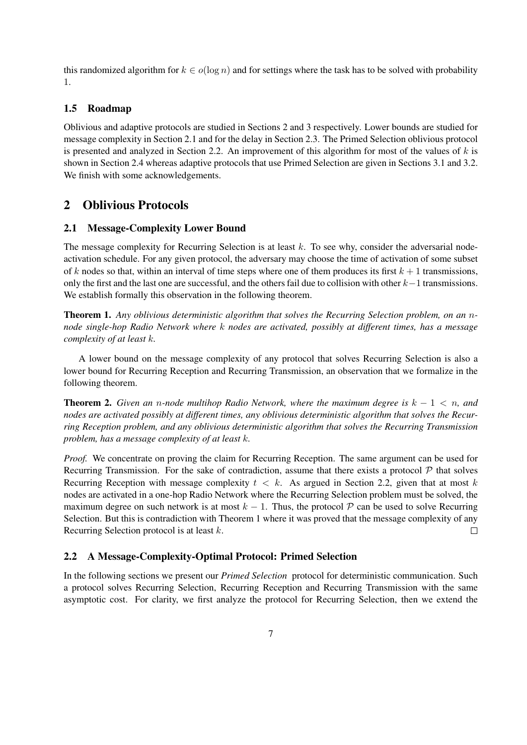this randomized algorithm for $k \in o(\log n)$ and for settings where the task has to be solved with probability 1.

### 1.5 Roadmap

Oblivious and adaptive protocols are studied in Sections 2 and 3 respectively. Lower bounds are studied for message complexity in Section 2.1 and for the delay in Section 2.3. The Primed Selection oblivious protocol is presented and analyzed in Section 2.2. An improvement of this algorithm for most of the values of $k$ is shown in Section 2.4 whereas adaptive protocols that use Primed Selection are given in Sections 3.1 and 3.2. We finish with some acknowledgements.

## 2 Oblivious Protocols

### 2.1 Message-Complexity Lower Bound

The message complexity for Recurring Selection is at least $k$. To see why, consider the adversarial node-activation schedule. For any given protocol, the adversary may choose the time of activation of some subset of $k$ nodes so that, within an interval of time steps where one of them produces its first $k+1$ transmissions, only the first and the last one are successful, and the others fail due to collision with other $k-1$ transmissions. We establish formally this observation in the following theorem.

**Theorem 1.** *Any oblivious deterministic algorithm that solves the Recurring Selection problem, on an $n$-node single-hop Radio Network where $k$ nodes are activated, possibly at different times, has a message complexity of at least $k$.*

A lower bound on the message complexity of any protocol that solves Recurring Selection is also a lower bound for Recurring Reception and Recurring Transmission, an observation that we formalize in the following theorem.

**Theorem 2.** *Given an $n$-node multihop Radio Network, where the maximum degree is $k-1 < n$, and nodes are activated possibly at different times, any oblivious deterministic algorithm that solves the Recurring Reception problem, and any oblivious deterministic algorithm that solves the Recurring Transmission problem, has a message complexity of at least $k$.*

*Proof.* We concentrate on proving the claim for Recurring Reception. The same argument can be used for Recurring Transmission. For the sake of contradiction, assume that there exists a protocol $\mathcal{P}$ that solves Recurring Reception with message complexity $t < k$. As argued in Section 2.2, given that at most $k$ nodes are activated in a one-hop Radio Network where the Recurring Selection problem must be solved, the maximum degree on such network is at most $k-1$. Thus, the protocol $\mathcal{P}$ can be used to solve Recurring Selection. But this is contradiction with Theorem 1 where it was proved that the message complexity of any Recurring Selection protocol is at least $k$. □

### 2.2 A Message-Complexity-Optimal Protocol: Primed Selection

In the following sections we present our *Primed Selection* protocol for deterministic communication. Such a protocol solves Recurring Selection, Recurring Reception and Recurring Transmission with the same asymptotic cost. For clarity, we first analyze the protocol for Recurring Selection, then we extend the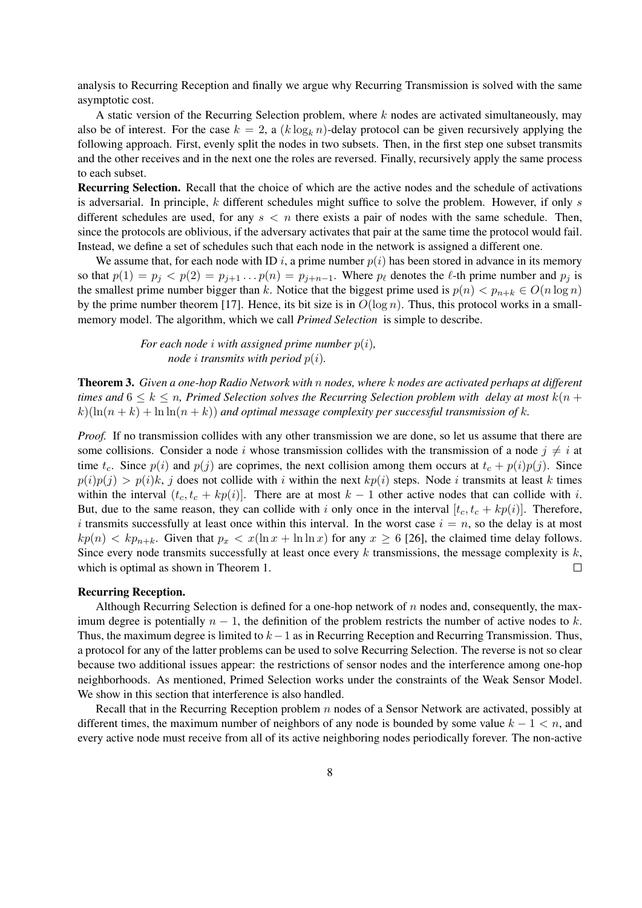analysis to Recurring Reception and finally we argue why Recurring Transmission is solved with the same asymptotic cost.

A static version of the Recurring Selection problem, where $k$ nodes are activated simultaneously, may also be of interest. For the case $k = 2$, a $(k \log_k n)$-delay protocol can be given recursively applying the following approach. First, evenly split the nodes in two subsets. Then, in the first step one subset transmits and the other receives and in the next one the roles are reversed. Finally, recursively apply the same process to each subset.

**Recurring Selection.** Recall that the choice of which are the active nodes and the schedule of activations is adversarial. In principle, $k$ different schedules might suffice to solve the problem. However, if only $s$ different schedules are used, for any $s < n$ there exists a pair of nodes with the same schedule. Then, since the protocols are oblivious, if the adversary activates that pair at the same time the protocol would fail. Instead, we define a set of schedules such that each node in the network is assigned a different one.

We assume that, for each node with ID $i$, a prime number $p(i)$ has been stored in advance in its memory so that $p(1) = p_j < p(2) = p_{j+1} \ldots p(n) = p_{j+n-1}$. Where $p_\ell$ denotes the $\ell$-th prime number and $p_j$ is the smallest prime number bigger than $k$. Notice that the biggest prime used is $p(n) < p_{n+k} \in O(n \log n)$ by the prime number theorem [17]. Hence, its bit size is in $O(\log n)$. Thus, this protocol works in a small-memory model. The algorithm, which we call *Primed Selection* is simple to describe.

> *For each node $i$ with assigned prime number $p(i)$,*
> *node $i$ transmits with period $p(i)$.*

**Theorem 3.** *Given a one-hop Radio Network with $n$ nodes, where $k$ nodes are activated perhaps at different times and $6 \le k \le n$, Primed Selection solves the Recurring Selection problem with delay at most $k(n + k)(\ln(n+k) + \ln\ln(n+k))$ and optimal message complexity per successful transmission of $k$.*

*Proof.* If no transmission collides with any other transmission we are done, so let us assume that there are some collisions. Consider a node $i$ whose transmission collides with the transmission of a node $j \neq i$ at time $t_c$. Since $p(i)$ and $p(j)$ are coprimes, the next collision among them occurs at $t_c + p(i)p(j)$. Since $p(i)p(j) > p(i)k$, $j$ does not collide with $i$ within the next $kp(i)$ steps. Node $i$ transmits at least $k$ times within the interval $(t_c, t_c + kp(i)]$. There are at most $k - 1$ other active nodes that can collide with $i$. But, due to the same reason, they can collide with $i$ only once in the interval $[t_c, t_c + kp(i)]$. Therefore, $i$ transmits successfully at least once within this interval. In the worst case $i = n$, so the delay is at most $kp(n) < kp_{n+k}$. Given that $p_x < x(\ln x + \ln\ln x)$ for any $x \ge 6$ [26], the claimed time delay follows. Since every node transmits successfully at least once every $k$ transmissions, the message complexity is $k$, which is optimal as shown in Theorem 1. $\square$

**Recurring Reception.**

Although Recurring Selection is defined for a one-hop network of $n$ nodes and, consequently, the maximum degree is potentially $n - 1$, the definition of the problem restricts the number of active nodes to $k$. Thus, the maximum degree is limited to $k-1$ as in Recurring Reception and Recurring Transmission. Thus, a protocol for any of the latter problems can be used to solve Recurring Selection. The reverse is not so clear because two additional issues appear: the restrictions of sensor nodes and the interference among one-hop neighborhoods. As mentioned, Primed Selection works under the constraints of the Weak Sensor Model. We show in this section that interference is also handled.

Recall that in the Recurring Reception problem $n$ nodes of a Sensor Network are activated, possibly at different times, the maximum number of neighbors of any node is bounded by some value $k - 1 < n$, and every active node must receive from all of its active neighboring nodes periodically forever. The non-active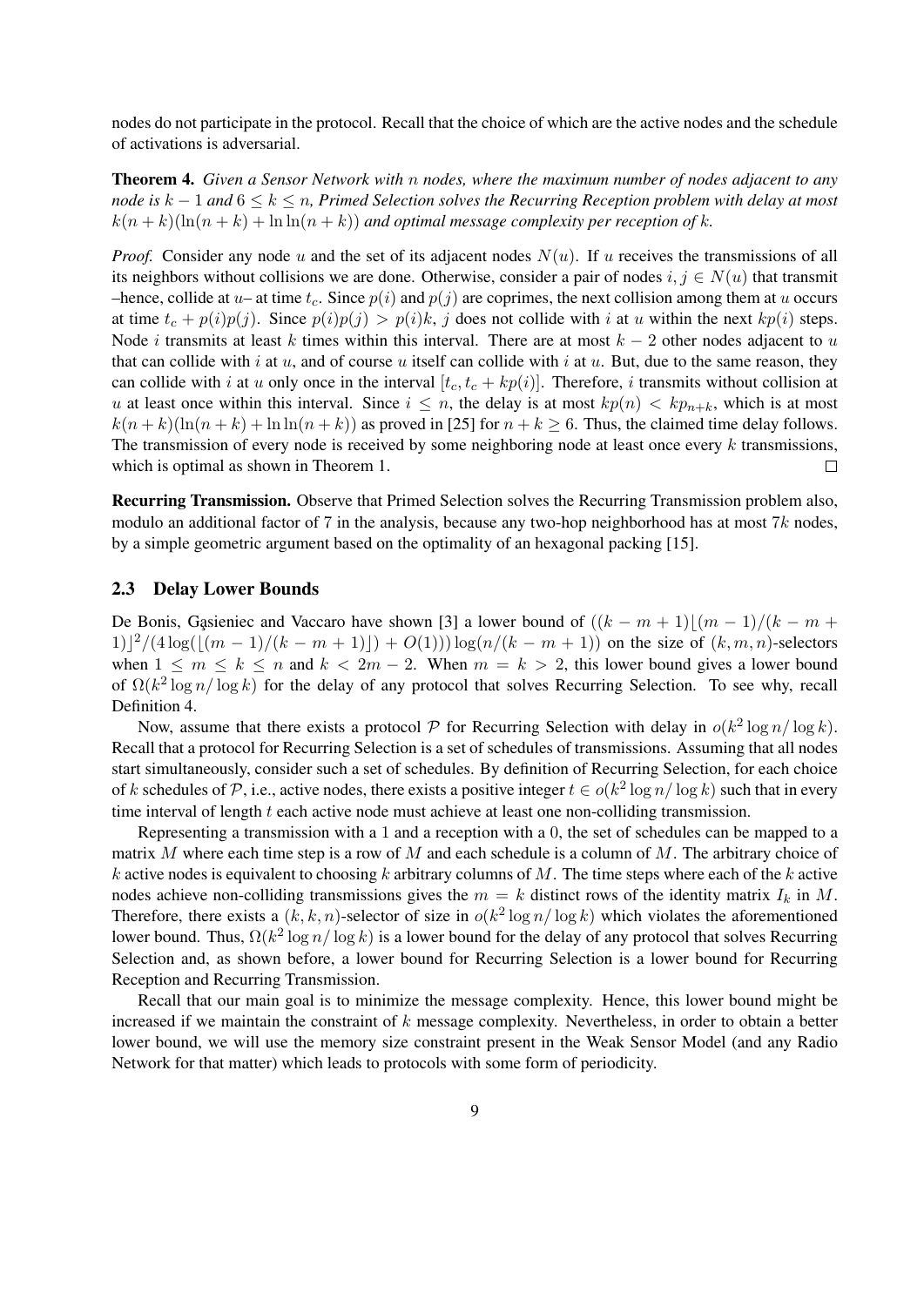nodes do not participate in the protocol. Recall that the choice of which are the active nodes and the schedule of activations is adversarial.

**Theorem 4.** *Given a Sensor Network with $n$ nodes, where the maximum number of nodes adjacent to any node is $k-1$ and $6 \leq k \leq n$, Primed Selection solves the Recurring Reception problem with delay at most $k(n+k)(\ln(n+k) + \ln\ln(n+k))$ and optimal message complexity per reception of $k$.*

*Proof.* Consider any node $u$ and the set of its adjacent nodes $N(u)$. If $u$ receives the transmissions of all its neighbors without collisions we are done. Otherwise, consider a pair of nodes $i, j \in N(u)$ that transmit –hence, collide at $u$– at time $t_c$. Since $p(i)$ and $p(j)$ are coprimes, the next collision among them at $u$ occurs at time $t_c + p(i)p(j)$. Since $p(i)p(j) > p(i)k$, $j$ does not collide with $i$ at $u$ within the next $kp(i)$ steps. Node $i$ transmits at least $k$ times within this interval. There are at most $k-2$ other nodes adjacent to $u$ that can collide with $i$ at $u$, and of course $u$ itself can collide with $i$ at $u$. But, due to the same reason, they can collide with $i$ at $u$ only once in the interval $[t_c, t_c + kp(i)]$. Therefore, $i$ transmits without collision at $u$ at least once within this interval. Since $i \leq n$, the delay is at most $kp(n) < kp_{n+k}$, which is at most $k(n+k)(\ln(n+k) + \ln\ln(n+k))$ as proved in [25] for $n+k \geq 6$. Thus, the claimed time delay follows. The transmission of every node is received by some neighboring node at least once every $k$ transmissions, which is optimal as shown in Theorem 1. $\square$

**Recurring Transmission.** Observe that Primed Selection solves the Recurring Transmission problem also, modulo an additional factor of 7 in the analysis, because any two-hop neighborhood has at most $7k$ nodes, by a simple geometric argument based on the optimality of an hexagonal packing [15].

### 2.3 Delay Lower Bounds

De Bonis, Gąsieniec and Vaccaro have shown [3] a lower bound of $((k-m+1)\lfloor(m-1)/(k-m+1)\rfloor^2/(4\log(\lfloor(m-1)/(k-m+1)\rfloor) + O(1)))\log(n/(k-m+1))$ on the size of $(k,m,n)$-selectors when $1 \leq m \leq k \leq n$ and $k < 2m-2$. When $m = k > 2$, this lower bound gives a lower bound of $\Omega(k^2 \log n/\log k)$ for the delay of any protocol that solves Recurring Selection. To see why, recall Definition 4.

Now, assume that there exists a protocol $\mathcal{P}$ for Recurring Selection with delay in $o(k^2 \log n/\log k)$. Recall that a protocol for Recurring Selection is a set of schedules of transmissions. Assuming that all nodes start simultaneously, consider such a set of schedules. By definition of Recurring Selection, for each choice of $k$ schedules of $\mathcal{P}$, i.e., active nodes, there exists a positive integer $t \in o(k^2 \log n/\log k)$ such that in every time interval of length $t$ each active node must achieve at least one non-colliding transmission.

Representing a transmission with a 1 and a reception with a 0, the set of schedules can be mapped to a matrix $M$ where each time step is a row of $M$ and each schedule is a column of $M$. The arbitrary choice of $k$ active nodes is equivalent to choosing $k$ arbitrary columns of $M$. The time steps where each of the $k$ active nodes achieve non-colliding transmissions gives the $m = k$ distinct rows of the identity matrix $I_k$ in $M$. Therefore, there exists a $(k,k,n)$-selector of size in $o(k^2 \log n/\log k)$ which violates the aforementioned lower bound. Thus, $\Omega(k^2 \log n/\log k)$ is a lower bound for the delay of any protocol that solves Recurring Selection and, as shown before, a lower bound for Recurring Selection is a lower bound for Recurring Reception and Recurring Transmission.

Recall that our main goal is to minimize the message complexity. Hence, this lower bound might be increased if we maintain the constraint of $k$ message complexity. Nevertheless, in order to obtain a better lower bound, we will use the memory size constraint present in the Weak Sensor Model (and any Radio Network for that matter) which leads to protocols with some form of periodicity.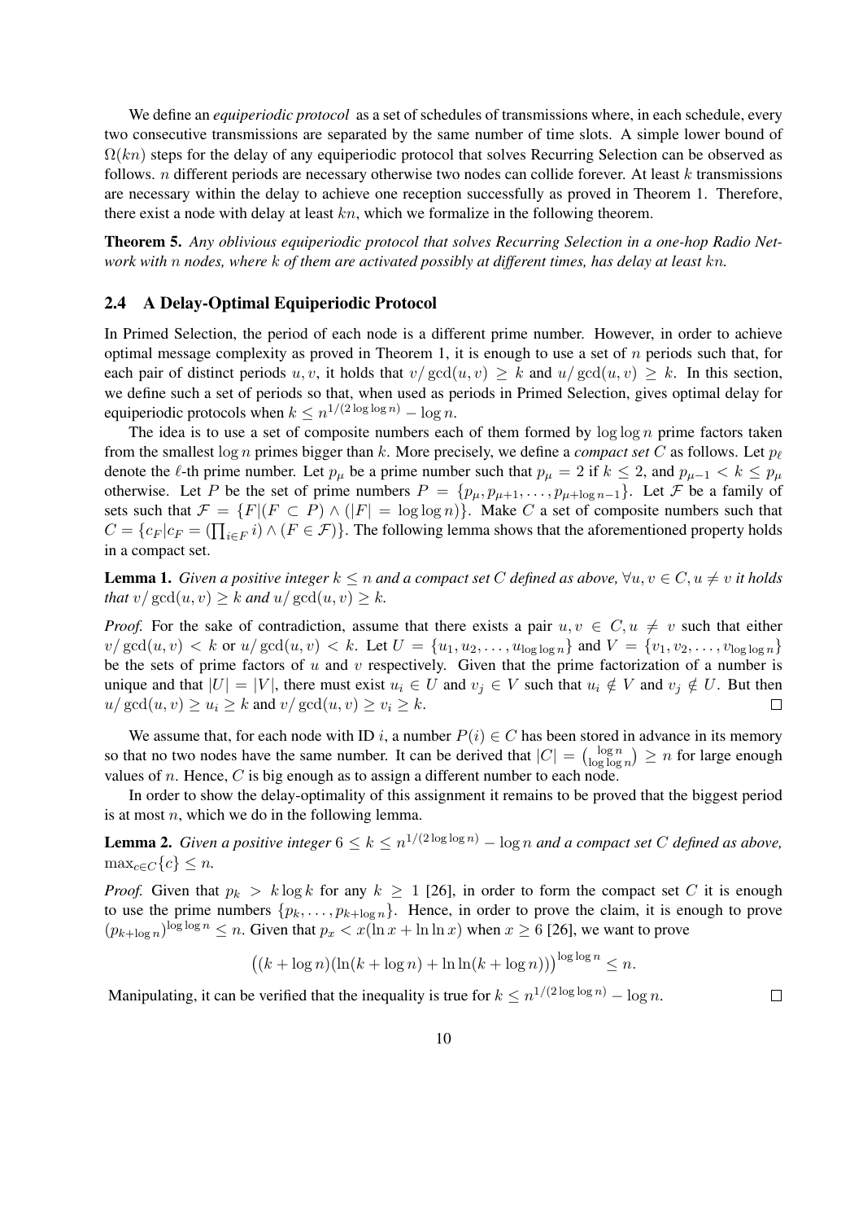We define an *equiperiodic protocol* as a set of schedules of transmissions where, in each schedule, every two consecutive transmissions are separated by the same number of time slots. A simple lower bound of $\Omega(kn)$ steps for the delay of any equiperiodic protocol that solves Recurring Selection can be observed as follows. $n$ different periods are necessary otherwise two nodes can collide forever. At least $k$ transmissions are necessary within the delay to achieve one reception successfully as proved in Theorem 1. Therefore, there exist a node with delay at least $kn$, which we formalize in the following theorem.

**Theorem 5.** *Any oblivious equiperiodic protocol that solves Recurring Selection in a one-hop Radio Network with $n$ nodes, where $k$ of them are activated possibly at different times, has delay at least $kn$.*

### 2.4 A Delay-Optimal Equiperiodic Protocol

In Primed Selection, the period of each node is a different prime number. However, in order to achieve optimal message complexity as proved in Theorem 1, it is enough to use a set of $n$ periods such that, for each pair of distinct periods $u, v$, it holds that $v/\gcd(u,v) \geq k$ and $u/\gcd(u,v) \geq k$. In this section, we define such a set of periods so that, when used as periods in Primed Selection, gives optimal delay for equiperiodic protocols when $k \leq n^{1/(2\log\log n)} - \log n$.

The idea is to use a set of composite numbers each of them formed by $\log\log n$ prime factors taken from the smallest $\log n$ primes bigger than $k$. More precisely, we define a *compact set* $C$ as follows. Let $p_\ell$ denote the $\ell$-th prime number. Let $p_\mu$ be a prime number such that $p_\mu = 2$ if $k \leq 2$, and $p_{\mu-1} < k \leq p_\mu$ otherwise. Let $P$ be the set of prime numbers $P = \{p_\mu, p_{\mu+1}, \ldots, p_{\mu+\log n-1}\}$. Let $\mathcal{F}$ be a family of sets such that $\mathcal{F} = \{F | (F \subset P) \wedge (|F| = \log\log n)\}$. Make $C$ a set of composite numbers such that $C = \{c_F | c_F = (\prod_{i \in F} i) \wedge (F \in \mathcal{F})\}$. The following lemma shows that the aforementioned property holds in a compact set.

**Lemma 1.** *Given a positive integer $k \leq n$ and a compact set $C$ defined as above, $\forall u, v \in C, u \neq v$ it holds that $v/\gcd(u,v) \geq k$ and $u/\gcd(u,v) \geq k$.*

*Proof.* For the sake of contradiction, assume that there exists a pair $u, v \in C, u \neq v$ such that either $v/\gcd(u,v) < k$ or $u/\gcd(u,v) < k$. Let $U = \{u_1, u_2, \ldots, u_{\log\log n}\}$ and $V = \{v_1, v_2, \ldots, v_{\log\log n}\}$ be the sets of prime factors of $u$ and $v$ respectively. Given that the prime factorization of a number is unique and that $|U| = |V|$, there must exist $u_i \in U$ and $v_j \in V$ such that $u_i \notin V$ and $v_j \notin U$. But then $u/\gcd(u,v) \geq u_i \geq k$ and $v/\gcd(u,v) \geq v_i \geq k$. $\square$

We assume that, for each node with ID $i$, a number $P(i) \in C$ has been stored in advance in its memory so that no two nodes have the same number. It can be derived that $|C| = \binom{\log n}{\log\log n} \geq n$ for large enough values of $n$. Hence, $C$ is big enough as to assign a different number to each node.

In order to show the delay-optimality of this assignment it remains to be proved that the biggest period is at most $n$, which we do in the following lemma.

**Lemma 2.** *Given a positive integer $6 \leq k \leq n^{1/(2\log\log n)} - \log n$ and a compact set $C$ defined as above, $\max_{c \in C}\{c\} \leq n$.*

*Proof.* Given that $p_k > k \log k$ for any $k \geq 1$ [26], in order to form the compact set $C$ it is enough to use the prime numbers $\{p_k, \ldots, p_{k+\log n}\}$. Hence, in order to prove the claim, it is enough to prove $(p_{k+\log n})^{\log\log n} \leq n$. Given that $p_x < x(\ln x + \ln\ln x)$ when $x \geq 6$ [26], we want to prove

$$\big((k + \log n)(\ln(k + \log n) + \ln\ln(k + \log n))\big)^{\log\log n} \leq n.$$

Manipulating, it can be verified that the inequality is true for $k \leq n^{1/(2\log\log n)} - \log n$. $\square$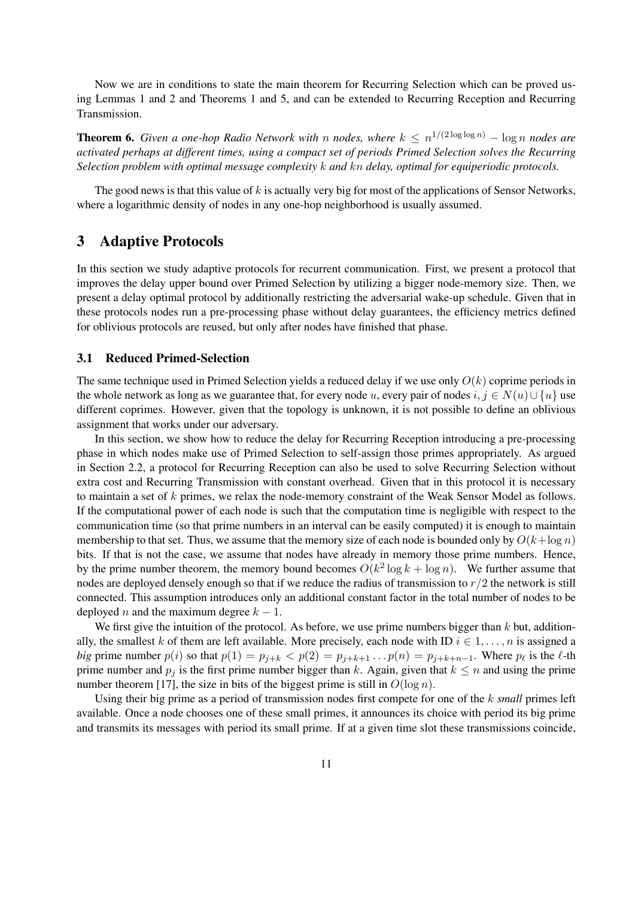Now we are in conditions to state the main theorem for Recurring Selection which can be proved using Lemmas 1 and 2 and Theorems 1 and 5, and can be extended to Recurring Reception and Recurring Transmission.

**Theorem 6.** *Given a one-hop Radio Network with* $n$ *nodes, where* $k \leq n^{1/(2\log\log n)} - \log n$ *nodes are activated perhaps at different times, using a compact set of periods Primed Selection solves the Recurring Selection problem with optimal message complexity* $k$ *and* $kn$ *delay, optimal for equiperiodic protocols.*

The good news is that this value of $k$ is actually very big for most of the applications of Sensor Networks, where a logarithmic density of nodes in any one-hop neighborhood is usually assumed.

# 3 Adaptive Protocols

In this section we study adaptive protocols for recurrent communication. First, we present a protocol that improves the delay upper bound over Primed Selection by utilizing a bigger node-memory size. Then, we present a delay optimal protocol by additionally restricting the adversarial wake-up schedule. Given that in these protocols nodes run a pre-processing phase without delay guarantees, the efficiency metrics defined for oblivious protocols are reused, but only after nodes have finished that phase.

## 3.1 Reduced Primed-Selection

The same technique used in Primed Selection yields a reduced delay if we use only $O(k)$ coprime periods in the whole network as long as we guarantee that, for every node $u$, every pair of nodes $i, j \in N(u) \cup \{u\}$ use different coprimes. However, given that the topology is unknown, it is not possible to define an oblivious assignment that works under our adversary.

In this section, we show how to reduce the delay for Recurring Reception introducing a pre-processing phase in which nodes make use of Primed Selection to self-assign those primes appropriately. As argued in Section 2.2, a protocol for Recurring Reception can also be used to solve Recurring Selection without extra cost and Recurring Transmission with constant overhead. Given that in this protocol it is necessary to maintain a set of $k$ primes, we relax the node-memory constraint of the Weak Sensor Model as follows. If the computational power of each node is such that the computation time is negligible with respect to the communication time (so that prime numbers in an interval can be easily computed) it is enough to maintain membership to that set. Thus, we assume that the memory size of each node is bounded only by $O(k+\log n)$ bits. If that is not the case, we assume that nodes have already in memory those prime numbers. Hence, by the prime number theorem, the memory bound becomes $O(k^2 \log k + \log n)$. We further assume that nodes are deployed densely enough so that if we reduce the radius of transmission to $r/2$ the network is still connected. This assumption introduces only an additional constant factor in the total number of nodes to be deployed $n$ and the maximum degree $k-1$.

We first give the intuition of the protocol. As before, we use prime numbers bigger than $k$ but, additionally, the smallest $k$ of them are left available. More precisely, each node with ID $i \in 1, \ldots, n$ is assigned a *big* prime number $p(i)$ so that $p(1) = p_{j+k} < p(2) = p_{j+k+1} \ldots p(n) = p_{j+k+n-1}$. Where $p_\ell$ is the $\ell$-th prime number and $p_j$ is the first prime number bigger than $k$. Again, given that $k \leq n$ and using the prime number theorem [17], the size in bits of the biggest prime is still in $O(\log n)$.

Using their big prime as a period of transmission nodes first compete for one of the $k$ *small* primes left available. Once a node chooses one of these small primes, it announces its choice with period its big prime and transmits its messages with period its small prime. If at a given time slot these transmissions coincide,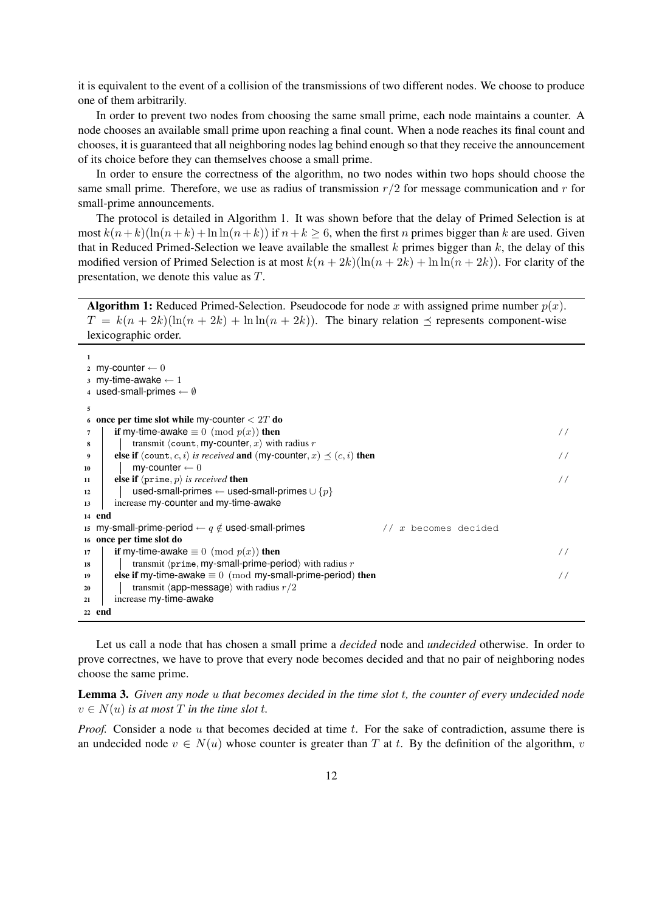it is equivalent to the event of a collision of the transmissions of two different nodes. We choose to produce one of them arbitrarily.

In order to prevent two nodes from choosing the same small prime, each node maintains a counter. A node chooses an available small prime upon reaching a final count. When a node reaches its final count and chooses, it is guaranteed that all neighboring nodes lag behind enough so that they receive the announcement of its choice before they can themselves choose a small prime.

In order to ensure the correctness of the algorithm, no two nodes within two hops should choose the same small prime. Therefore, we use as radius of transmission $r/2$ for message communication and $r$ for small-prime announcements.

The protocol is detailed in Algorithm 1. It was shown before that the delay of Primed Selection is at most $k(n+k)(\ln(n+k)+\ln\ln(n+k))$ if $n+k \geq 6$, when the first $n$ primes bigger than $k$ are used. Given that in Reduced Primed-Selection we leave available the smallest $k$ primes bigger than $k$, the delay of this modified version of Primed Selection is at most $k(n+2k)(\ln(n+2k)+\ln\ln(n+2k))$. For clarity of the presentation, we denote this value as $T$.

**Algorithm 1:** Reduced Primed-Selection. Pseudocode for node $x$ with assigned prime number $p(x)$. $T = k(n+2k)(\ln(n+2k)+\ln\ln(n+2k))$. The binary relation $\preceq$ represents component-wise lexicographic order.

```
1
2  my-counter ← 0
3  my-time-awake ← 1
4  used-small-primes ← ∅
5
6  once per time slot while my-counter < 2T do
7      if my-time-awake ≡ 0 (mod p(x)) then                                   //
8          transmit ⟨count, my-counter, x⟩ with radius r
9      else if ⟨count, c, i⟩ is received and (my-counter, x) ⪯ (c, i) then    //
10         my-counter ← 0
11     else if ⟨prime, p⟩ is received then                                    //
12         used-small-primes ← used-small-primes ∪ {p}
13     increase my-counter and my-time-awake
14 end
15 my-small-prime-period ← q ∉ used-small-primes              // x becomes decided
16 once per time slot do
17     if my-time-awake ≡ 0 (mod p(x)) then                                   //
18         transmit ⟨prime, my-small-prime-period⟩ with radius r
19     else if my-time-awake ≡ 0 (mod my-small-prime-period) then             //
20         transmit ⟨app-message⟩ with radius r/2
21     increase my-time-awake
22 end
```

Let us call a node that has chosen a small prime a *decided* node and *undecided* otherwise. In order to prove correctnes, we have to prove that every node becomes decided and that no pair of neighboring nodes choose the same prime.

**Lemma 3.** *Given any node $u$ that becomes decided in the time slot $t$, the counter of every undecided node $v \in N(u)$ is at most $T$ in the time slot $t$.*

*Proof.* Consider a node $u$ that becomes decided at time $t$. For the sake of contradiction, assume there is an undecided node $v \in N(u)$ whose counter is greater than $T$ at $t$. By the definition of the algorithm, $v$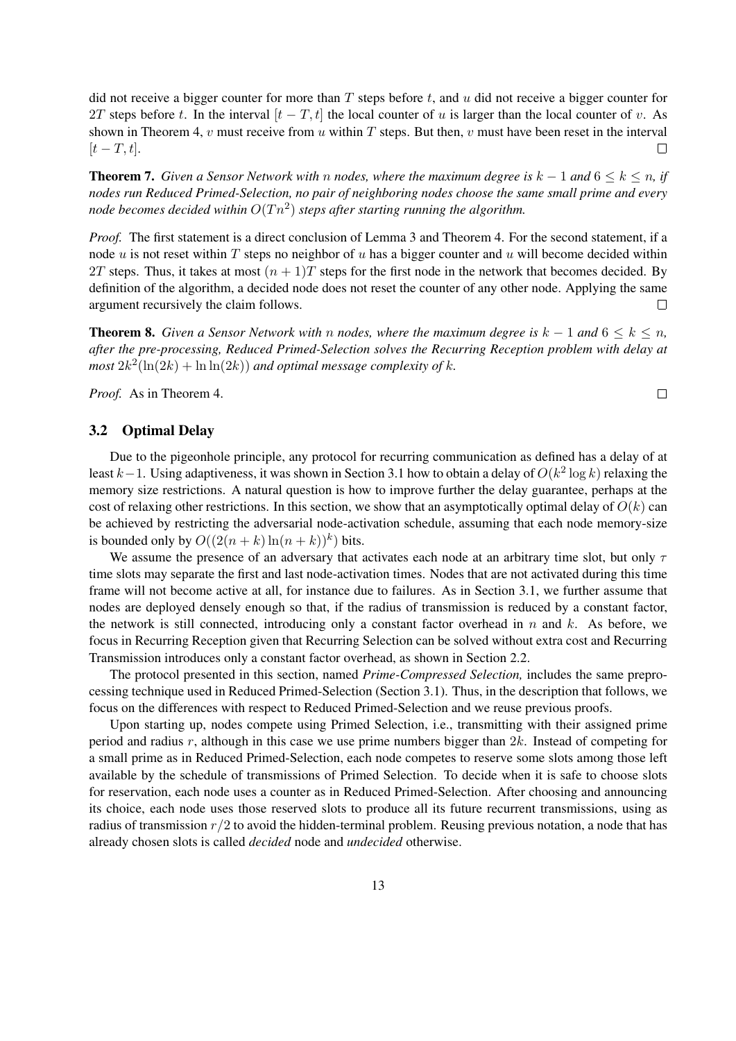did not receive a bigger counter for more than $T$ steps before $t$, and $u$ did not receive a bigger counter for $2T$ steps before $t$. In the interval $[t-T,t]$ the local counter of $u$ is larger than the local counter of $v$. As shown in Theorem 4, $v$ must receive from $u$ within $T$ steps. But then, $v$ must have been reset in the interval $[t-T,t]$. □

**Theorem 7.** *Given a Sensor Network with $n$ nodes, where the maximum degree is $k-1$ and $6 \leq k \leq n$, if nodes run Reduced Primed-Selection, no pair of neighboring nodes choose the same small prime and every node becomes decided within $O(Tn^2)$ steps after starting running the algorithm.*

*Proof.* The first statement is a direct conclusion of Lemma 3 and Theorem 4. For the second statement, if a node $u$ is not reset within $T$ steps no neighbor of $u$ has a bigger counter and $u$ will become decided within $2T$ steps. Thus, it takes at most $(n+1)T$ steps for the first node in the network that becomes decided. By definition of the algorithm, a decided node does not reset the counter of any other node. Applying the same argument recursively the claim follows. □

**Theorem 8.** *Given a Sensor Network with $n$ nodes, where the maximum degree is $k-1$ and $6 \leq k \leq n$, after the pre-processing, Reduced Primed-Selection solves the Recurring Reception problem with delay at most $2k^2(\ln(2k) + \ln\ln(2k))$ and optimal message complexity of $k$.*

*Proof.* As in Theorem 4. □

### 3.2 Optimal Delay

Due to the pigeonhole principle, any protocol for recurring communication as defined has a delay of at least $k-1$. Using adaptiveness, it was shown in Section 3.1 how to obtain a delay of $O(k^2 \log k)$ relaxing the memory size restrictions. A natural question is how to improve further the delay guarantee, perhaps at the cost of relaxing other restrictions. In this section, we show that an asymptotically optimal delay of $O(k)$ can be achieved by restricting the adversarial node-activation schedule, assuming that each node memory-size is bounded only by $O((2(n+k)\ln(n+k))^k)$ bits.

We assume the presence of an adversary that activates each node at an arbitrary time slot, but only $\tau$ time slots may separate the first and last node-activation times. Nodes that are not activated during this time frame will not become active at all, for instance due to failures. As in Section 3.1, we further assume that nodes are deployed densely enough so that, if the radius of transmission is reduced by a constant factor, the network is still connected, introducing only a constant factor overhead in $n$ and $k$. As before, we focus in Recurring Reception given that Recurring Selection can be solved without extra cost and Recurring Transmission introduces only a constant factor overhead, as shown in Section 2.2.

The protocol presented in this section, named *Prime-Compressed Selection,* includes the same preprocessing technique used in Reduced Primed-Selection (Section 3.1). Thus, in the description that follows, we focus on the differences with respect to Reduced Primed-Selection and we reuse previous proofs.

Upon starting up, nodes compete using Primed Selection, i.e., transmitting with their assigned prime period and radius $r$, although in this case we use prime numbers bigger than $2k$. Instead of competing for a small prime as in Reduced Primed-Selection, each node competes to reserve some slots among those left available by the schedule of transmissions of Primed Selection. To decide when it is safe to choose slots for reservation, each node uses a counter as in Reduced Primed-Selection. After choosing and announcing its choice, each node uses those reserved slots to produce all its future recurrent transmissions, using as radius of transmission $r/2$ to avoid the hidden-terminal problem. Reusing previous notation, a node that has already chosen slots is called *decided* node and *undecided* otherwise.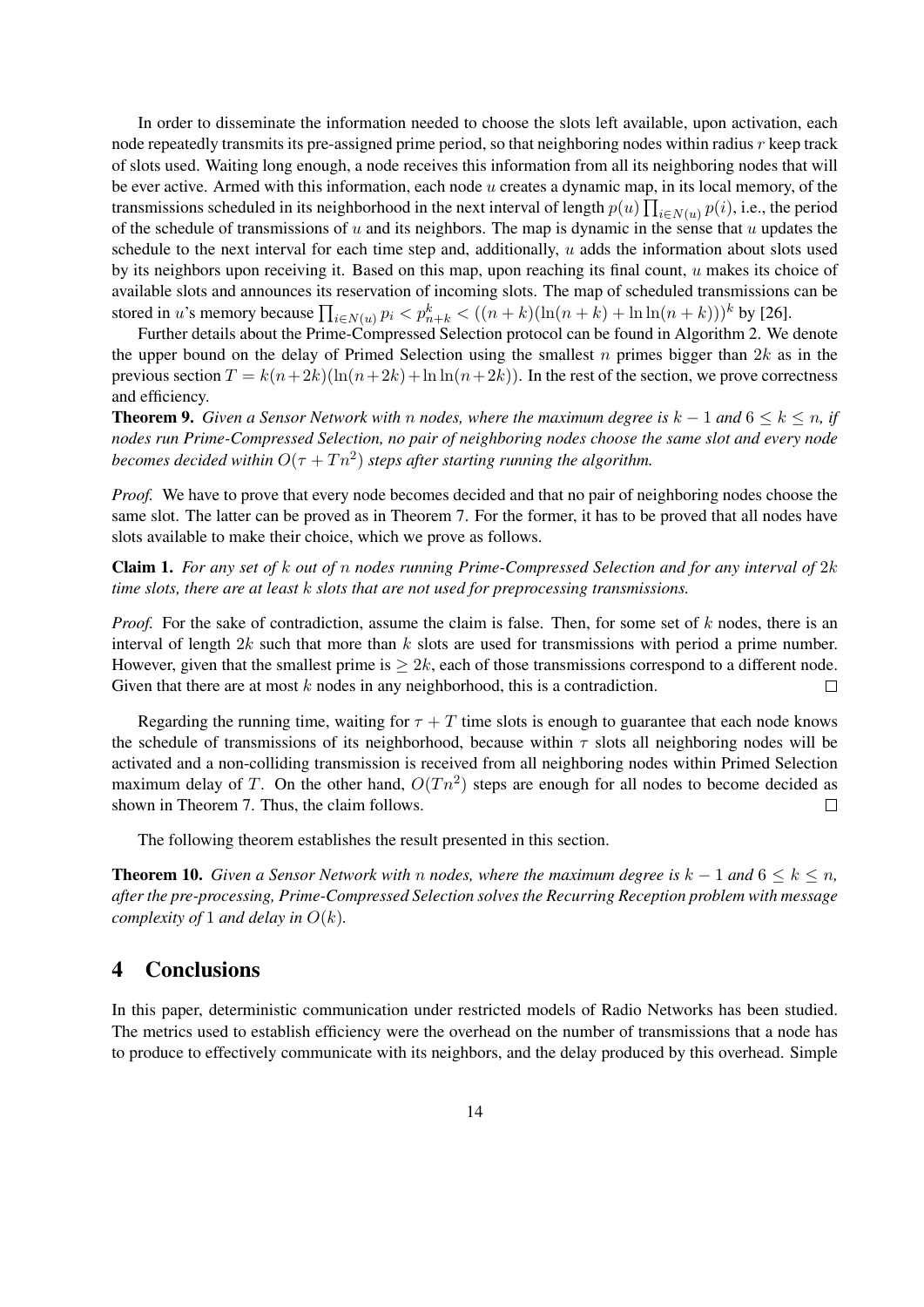In order to disseminate the information needed to choose the slots left available, upon activation, each node repeatedly transmits its pre-assigned prime period, so that neighboring nodes within radius $r$ keep track of slots used. Waiting long enough, a node receives this information from all its neighboring nodes that will be ever active. Armed with this information, each node $u$ creates a dynamic map, in its local memory, of the transmissions scheduled in its neighborhood in the next interval of length $p(u) \prod_{i \in N(u)} p(i)$, i.e., the period of the schedule of transmissions of $u$ and its neighbors. The map is dynamic in the sense that $u$ updates the schedule to the next interval for each time step and, additionally, $u$ adds the information about slots used by its neighbors upon receiving it. Based on this map, upon reaching its final count, $u$ makes its choice of available slots and announces its reservation of incoming slots. The map of scheduled transmissions can be stored in $u$'s memory because $\prod_{i \in N(u)} p_i < p_{n+k}^k < ((n+k)(\ln(n+k) + \ln\ln(n+k)))^k$ by [26].

Further details about the Prime-Compressed Selection protocol can be found in Algorithm 2. We denote the upper bound on the delay of Primed Selection using the smallest $n$ primes bigger than $2k$ as in the previous section $T = k(n+2k)(\ln(n+2k)+\ln\ln(n+2k))$. In the rest of the section, we prove correctness and efficiency.

**Theorem 9.** *Given a Sensor Network with $n$ nodes, where the maximum degree is $k-1$ and $6 \leq k \leq n$, if nodes run Prime-Compressed Selection, no pair of neighboring nodes choose the same slot and every node becomes decided within $O(\tau + Tn^2)$ steps after starting running the algorithm.*

*Proof.* We have to prove that every node becomes decided and that no pair of neighboring nodes choose the same slot. The latter can be proved as in Theorem 7. For the former, it has to be proved that all nodes have slots available to make their choice, which we prove as follows.

**Claim 1.** *For any set of $k$ out of $n$ nodes running Prime-Compressed Selection and for any interval of $2k$ time slots, there are at least $k$ slots that are not used for preprocessing transmissions.*

*Proof.* For the sake of contradiction, assume the claim is false. Then, for some set of $k$ nodes, there is an interval of length $2k$ such that more than $k$ slots are used for transmissions with period a prime number. However, given that the smallest prime is $\geq 2k$, each of those transmissions correspond to a different node. Given that there are at most $k$ nodes in any neighborhood, this is a contradiction. $\square$

Regarding the running time, waiting for $\tau + T$ time slots is enough to guarantee that each node knows the schedule of transmissions of its neighborhood, because within $\tau$ slots all neighboring nodes will be activated and a non-colliding transmission is received from all neighboring nodes within Primed Selection maximum delay of $T$. On the other hand, $O(Tn^2)$ steps are enough for all nodes to become decided as shown in Theorem 7. Thus, the claim follows. $\square$

The following theorem establishes the result presented in this section.

**Theorem 10.** *Given a Sensor Network with $n$ nodes, where the maximum degree is $k-1$ and $6 \leq k \leq n$, after the pre-processing, Prime-Compressed Selection solves the Recurring Reception problem with message complexity of 1 and delay in $O(k)$.*

# 4 Conclusions

In this paper, deterministic communication under restricted models of Radio Networks has been studied. The metrics used to establish efficiency were the overhead on the number of transmissions that a node has to produce to effectively communicate with its neighbors, and the delay produced by this overhead. Simple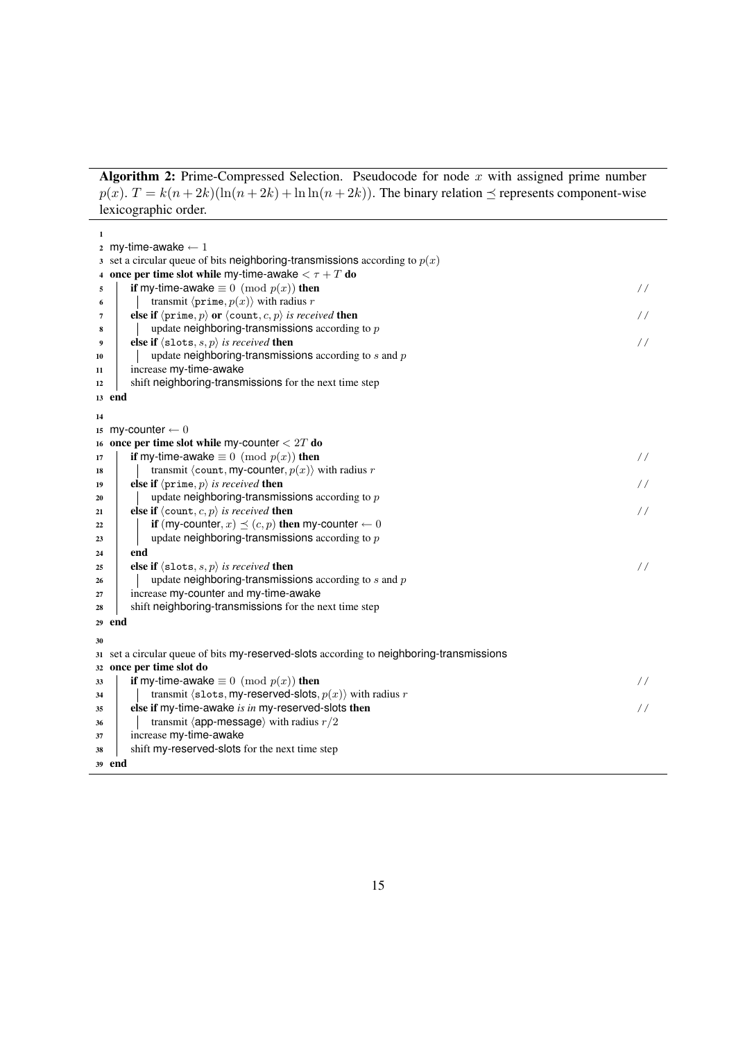**Algorithm 2:** Prime-Compressed Selection. Pseudocode for node $x$ with assigned prime number $p(x)$. $T = k(n+2k)(\ln(n+2k) + \ln\ln(n+2k))$. The binary relation $\preceq$ represents component-wise lexicographic order.

```
1
2  my-time-awake ← 1
3  set a circular queue of bits neighboring-transmissions according to p(x)
4  once per time slot while my-time-awake < τ + T do
5      if my-time-awake ≡ 0 (mod p(x)) then                                  //
6          transmit ⟨prime, p(x)⟩ with radius r
7      else if ⟨prime, p⟩ or ⟨count, c, p⟩ is received then                  //
8          update neighboring-transmissions according to p
9      else if ⟨slots, s, p⟩ is received then                                 //
10         update neighboring-transmissions according to s and p
11     increase my-time-awake
12     shift neighboring-transmissions for the next time step
13 end
14
15 my-counter ← 0
16 once per time slot while my-counter < 2T do
17     if my-time-awake ≡ 0 (mod p(x)) then                                  //
18         transmit ⟨count, my-counter, p(x)⟩ with radius r
19     else if ⟨prime, p⟩ is received then                                    //
20         update neighboring-transmissions according to p
21     else if ⟨count, c, p⟩ is received then                                 //
22         if (my-counter, x) ⪯ (c, p) then my-counter ← 0
23         update neighboring-transmissions according to p
24     end
25     else if ⟨slots, s, p⟩ is received then                                 //
26         update neighboring-transmissions according to s and p
27     increase my-counter and my-time-awake
28     shift neighboring-transmissions for the next time step
29 end
30
31 set a circular queue of bits my-reserved-slots according to neighboring-transmissions
32 once per time slot do
33     if my-time-awake ≡ 0 (mod p(x)) then                                  //
34         transmit ⟨slots, my-reserved-slots, p(x)⟩ with radius r
35     else if my-time-awake is in my-reserved-slots then                     //
36         transmit ⟨app-message⟩ with radius r/2
37     increase my-time-awake
38     shift my-reserved-slots for the next time step
39 end
```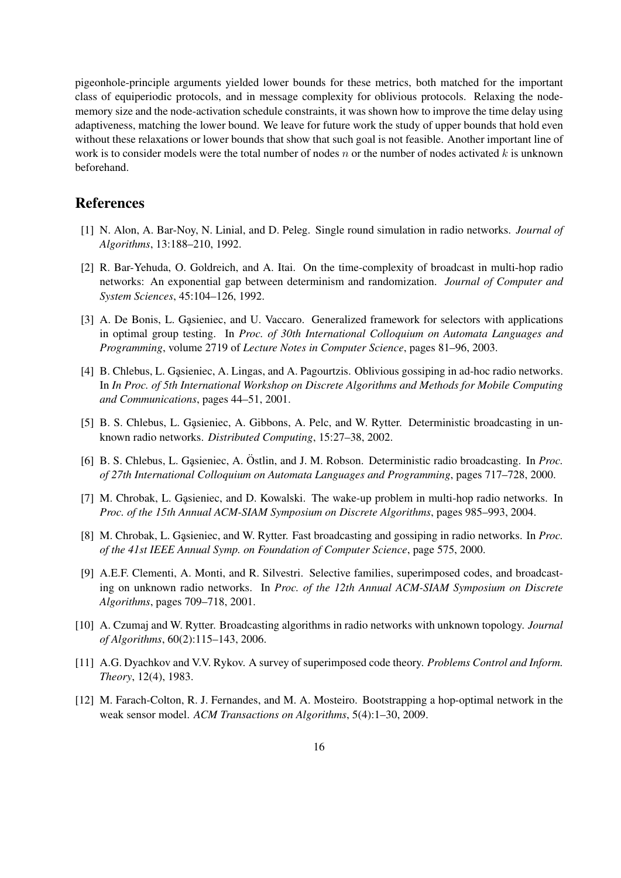pigeonhole-principle arguments yielded lower bounds for these metrics, both matched for the important class of equiperiodic protocols, and in message complexity for oblivious protocols. Relaxing the node-memory size and the node-activation schedule constraints, it was shown how to improve the time delay using adaptiveness, matching the lower bound. We leave for future work the study of upper bounds that hold even without these relaxations or lower bounds that show that such goal is not feasible. Another important line of work is to consider models were the total number of nodes $n$ or the number of nodes activated $k$ is unknown beforehand.

## References

[1] N. Alon, A. Bar-Noy, N. Linial, and D. Peleg. Single round simulation in radio networks. *Journal of Algorithms*, 13:188–210, 1992.

[2] R. Bar-Yehuda, O. Goldreich, and A. Itai. On the time-complexity of broadcast in multi-hop radio networks: An exponential gap between determinism and randomization. *Journal of Computer and System Sciences*, 45:104–126, 1992.

[3] A. De Bonis, L. Gąsieniec, and U. Vaccaro. Generalized framework for selectors with applications in optimal group testing. In *Proc. of 30th International Colloquium on Automata Languages and Programming*, volume 2719 of *Lecture Notes in Computer Science*, pages 81–96, 2003.

[4] B. Chlebus, L. Gąsieniec, A. Lingas, and A. Pagourtzis. Oblivious gossiping in ad-hoc radio networks. In *In Proc. of 5th International Workshop on Discrete Algorithms and Methods for Mobile Computing and Communications*, pages 44–51, 2001.

[5] B. S. Chlebus, L. Gąsieniec, A. Gibbons, A. Pelc, and W. Rytter. Deterministic broadcasting in unknown radio networks. *Distributed Computing*, 15:27–38, 2002.

[6] B. S. Chlebus, L. Gąsieniec, A. Östlin, and J. M. Robson. Deterministic radio broadcasting. In *Proc. of 27th International Colloquium on Automata Languages and Programming*, pages 717–728, 2000.

[7] M. Chrobak, L. Gąsieniec, and D. Kowalski. The wake-up problem in multi-hop radio networks. In *Proc. of the 15th Annual ACM-SIAM Symposium on Discrete Algorithms*, pages 985–993, 2004.

[8] M. Chrobak, L. Gąsieniec, and W. Rytter. Fast broadcasting and gossiping in radio networks. In *Proc. of the 41st IEEE Annual Symp. on Foundation of Computer Science*, page 575, 2000.

[9] A.E.F. Clementi, A. Monti, and R. Silvestri. Selective families, superimposed codes, and broadcasting on unknown radio networks. In *Proc. of the 12th Annual ACM-SIAM Symposium on Discrete Algorithms*, pages 709–718, 2001.

[10] A. Czumaj and W. Rytter. Broadcasting algorithms in radio networks with unknown topology. *Journal of Algorithms*, 60(2):115–143, 2006.

[11] A.G. Dyachkov and V.V. Rykov. A survey of superimposed code theory. *Problems Control and Inform. Theory*, 12(4), 1983.

[12] M. Farach-Colton, R. J. Fernandes, and M. A. Mosteiro. Bootstrapping a hop-optimal network in the weak sensor model. *ACM Transactions on Algorithms*, 5(4):1–30, 2009.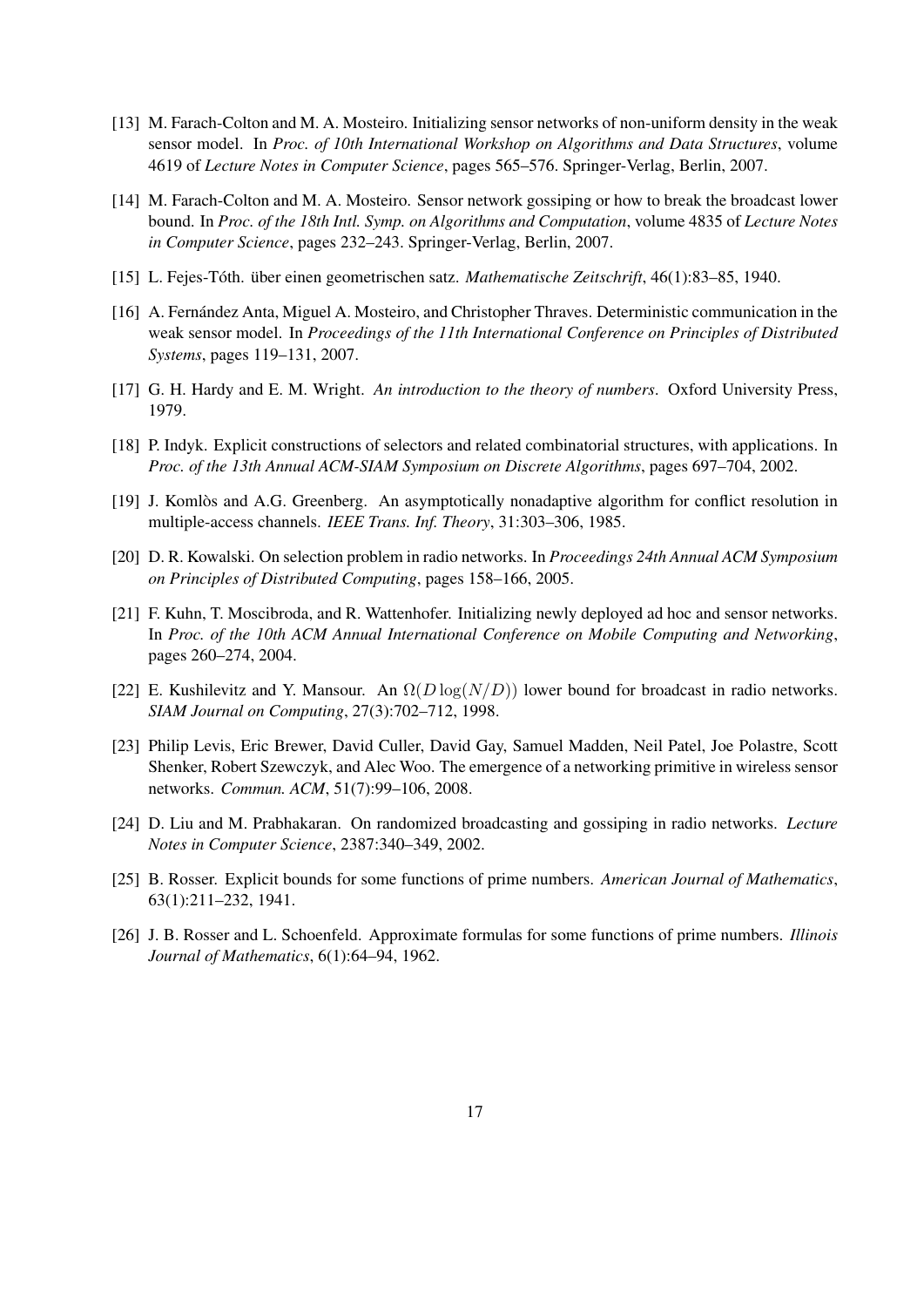[13] M. Farach-Colton and M. A. Mosteiro. Initializing sensor networks of non-uniform density in the weak sensor model. In *Proc. of 10th International Workshop on Algorithms and Data Structures*, volume 4619 of *Lecture Notes in Computer Science*, pages 565–576. Springer-Verlag, Berlin, 2007.

[14] M. Farach-Colton and M. A. Mosteiro. Sensor network gossiping or how to break the broadcast lower bound. In *Proc. of the 18th Intl. Symp. on Algorithms and Computation*, volume 4835 of *Lecture Notes in Computer Science*, pages 232–243. Springer-Verlag, Berlin, 2007.

[15] L. Fejes-Tóth. über einen geometrischen satz. *Mathematische Zeitschrift*, 46(1):83–85, 1940.

[16] A. Fernández Anta, Miguel A. Mosteiro, and Christopher Thraves. Deterministic communication in the weak sensor model. In *Proceedings of the 11th International Conference on Principles of Distributed Systems*, pages 119–131, 2007.

[17] G. H. Hardy and E. M. Wright. *An introduction to the theory of numbers*. Oxford University Press, 1979.

[18] P. Indyk. Explicit constructions of selectors and related combinatorial structures, with applications. In *Proc. of the 13th Annual ACM-SIAM Symposium on Discrete Algorithms*, pages 697–704, 2002.

[19] J. Komlòs and A.G. Greenberg. An asymptotically nonadaptive algorithm for conflict resolution in multiple-access channels. *IEEE Trans. Inf. Theory*, 31:303–306, 1985.

[20] D. R. Kowalski. On selection problem in radio networks. In *Proceedings 24th Annual ACM Symposium on Principles of Distributed Computing*, pages 158–166, 2005.

[21] F. Kuhn, T. Moscibroda, and R. Wattenhofer. Initializing newly deployed ad hoc and sensor networks. In *Proc. of the 10th ACM Annual International Conference on Mobile Computing and Networking*, pages 260–274, 2004.

[22] E. Kushilevitz and Y. Mansour. An $\Omega(D \log(N/D))$ lower bound for broadcast in radio networks. *SIAM Journal on Computing*, 27(3):702–712, 1998.

[23] Philip Levis, Eric Brewer, David Culler, David Gay, Samuel Madden, Neil Patel, Joe Polastre, Scott Shenker, Robert Szewczyk, and Alec Woo. The emergence of a networking primitive in wireless sensor networks. *Commun. ACM*, 51(7):99–106, 2008.

[24] D. Liu and M. Prabhakaran. On randomized broadcasting and gossiping in radio networks. *Lecture Notes in Computer Science*, 2387:340–349, 2002.

[25] B. Rosser. Explicit bounds for some functions of prime numbers. *American Journal of Mathematics*, 63(1):211–232, 1941.

[26] J. B. Rosser and L. Schoenfeld. Approximate formulas for some functions of prime numbers. *Illinois Journal of Mathematics*, 6(1):64–94, 1962.